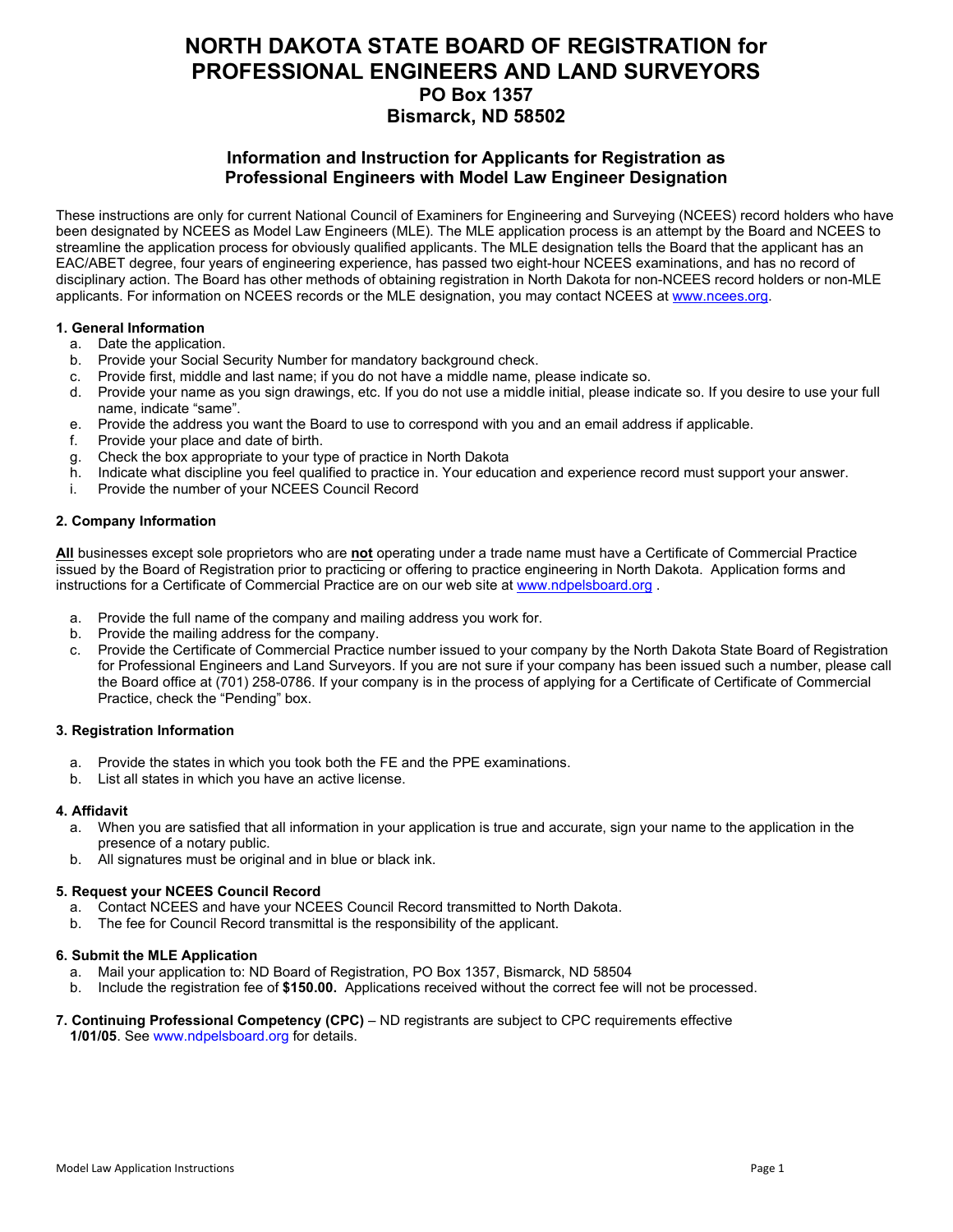# NORTH DAKOTA STATE BOARD OF REGISTRATION for PROFESSIONAL ENGINEERS AND LAND SURVEYORS

**PO Box 1357**
**Bismarck, ND 58502**

## Information and Instruction for Applicants for Registration as Professional Engineers with Model Law Engineer Designation

These instructions are only for current National Council of Examiners for Engineering and Surveying (NCEES) record holders who have been designated by NCEES as Model Law Engineers (MLE). The MLE application process is an attempt by the Board and NCEES to streamline the application process for obviously qualified applicants. The MLE designation tells the Board that the applicant has an EAC/ABET degree, four years of engineering experience, has passed two eight-hour NCEES examinations, and has no record of disciplinary action. The Board has other methods of obtaining registration in North Dakota for non-NCEES record holders or non-MLE applicants. For information on NCEES records or the MLE designation, you may contact NCEES at www.ncees.org.

### 1. General Information

a. Date the application.
b. Provide your Social Security Number for mandatory background check.
c. Provide first, middle and last name; if you do not have a middle name, please indicate so.
d. Provide your name as you sign drawings, etc. If you do not use a middle initial, please indicate so. If you desire to use your full name, indicate "same".
e. Provide the address you want the Board to use to correspond with you and an email address if applicable.
f. Provide your place and date of birth.
g. Check the box appropriate to your type of practice in North Dakota
h. Indicate what discipline you feel qualified to practice in. Your education and experience record must support your answer.
i. Provide the number of your NCEES Council Record

### 2. Company Information

**All** businesses except sole proprietors who are **not** operating under a trade name must have a Certificate of Commercial Practice issued by the Board of Registration prior to practicing or offering to practice engineering in North Dakota. Application forms and instructions for a Certificate of Commercial Practice are on our web site at www.ndpelsboard.org .

a. Provide the full name of the company and mailing address you work for.
b. Provide the mailing address for the company.
c. Provide the Certificate of Commercial Practice number issued to your company by the North Dakota State Board of Registration for Professional Engineers and Land Surveyors. If you are not sure if your company has been issued such a number, please call the Board office at (701) 258-0786. If your company is in the process of applying for a Certificate of Certificate of Commercial Practice, check the "Pending" box.

### 3. Registration Information

a. Provide the states in which you took both the FE and the PPE examinations.
b. List all states in which you have an active license.

### 4. Affidavit

a. When you are satisfied that all information in your application is true and accurate, sign your name to the application in the presence of a notary public.
b. All signatures must be original and in blue or black ink.

### 5. Request your NCEES Council Record

a. Contact NCEES and have your NCEES Council Record transmitted to North Dakota.
b. The fee for Council Record transmittal is the responsibility of the applicant.

### 6. Submit the MLE Application

a. Mail your application to: ND Board of Registration, PO Box 1357, Bismarck, ND 58504
b. Include the registration fee of **$150.00.** Applications received without the correct fee will not be processed.

**7. Continuing Professional Competency (CPC)** – ND registrants are subject to CPC requirements effective **1/01/05**. See www.ndpelsboard.org for details.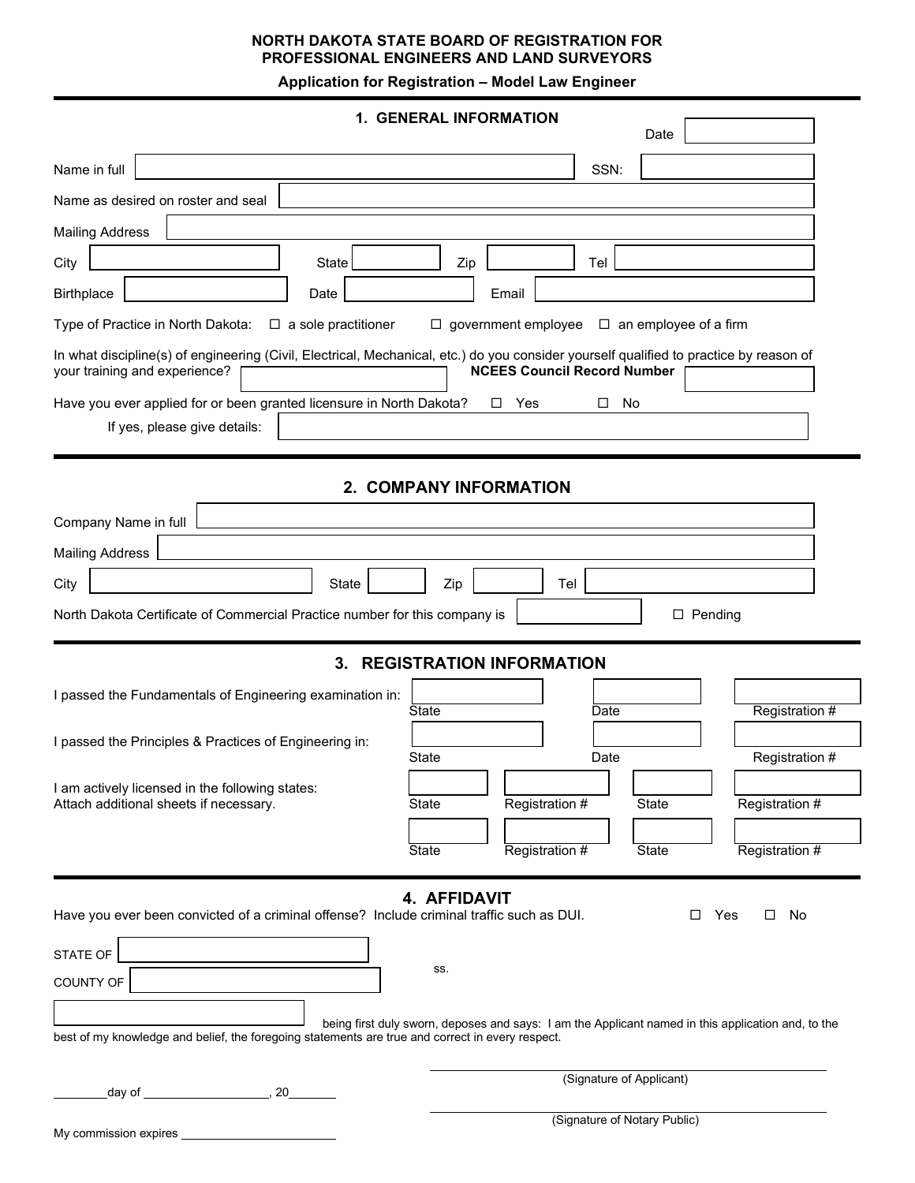**NORTH DAKOTA STATE BOARD OF REGISTRATION FOR PROFESSIONAL ENGINEERS AND LAND SURVEYORS**

**Application for Registration – Model Law Engineer**

## 1. GENERAL INFORMATION

Date

Name in full SSN:

Name as desired on roster and seal

Mailing Address

City State Zip Tel

Birthplace Date Email

Type of Practice in North Dakota: ☐ a sole practitioner ☐ government employee ☐ an employee of a firm

In what discipline(s) of engineering (Civil, Electrical, Mechanical, etc.) do you consider yourself qualified to practice by reason of your training and experience? **NCEES Council Record Number**

Have you ever applied for or been granted licensure in North Dakota? ☐ Yes ☐ No

If yes, please give details:

## 2. COMPANY INFORMATION

Company Name in full

Mailing Address

City State Zip Tel

North Dakota Certificate of Commercial Practice number for this company is ☐ Pending

## 3. REGISTRATION INFORMATION

| | | | | |
|---|---|---|---|---|
| I passed the Fundamentals of Engineering examination in: | State | | Date | Registration # |
| I passed the Principles & Practices of Engineering in: | State | | Date | Registration # |
| I am actively licensed in the following states: Attach additional sheets if necessary. | State | Registration # | State | Registration # |
| | State | Registration # | State | Registration # |

## 4. AFFIDAVIT

Have you ever been convicted of a criminal offense? Include criminal traffic such as DUI. ☐ Yes ☐ No

STATE OF

ss.

COUNTY OF

being first duly sworn, deposes and says: I am the Applicant named in this application and, to the best of my knowledge and belief, the foregoing statements are true and correct in every respect.

(Signature of Applicant)

\_\_\_\_\_\_\_\_day of \_\_\_\_\_\_\_\_\_\_\_\_\_\_\_\_\_\_\_, 20\_\_\_\_\_\_\_

(Signature of Notary Public)

My commission expires \_\_\_\_\_\_\_\_\_\_\_\_\_\_\_\_\_\_\_\_\_\_\_